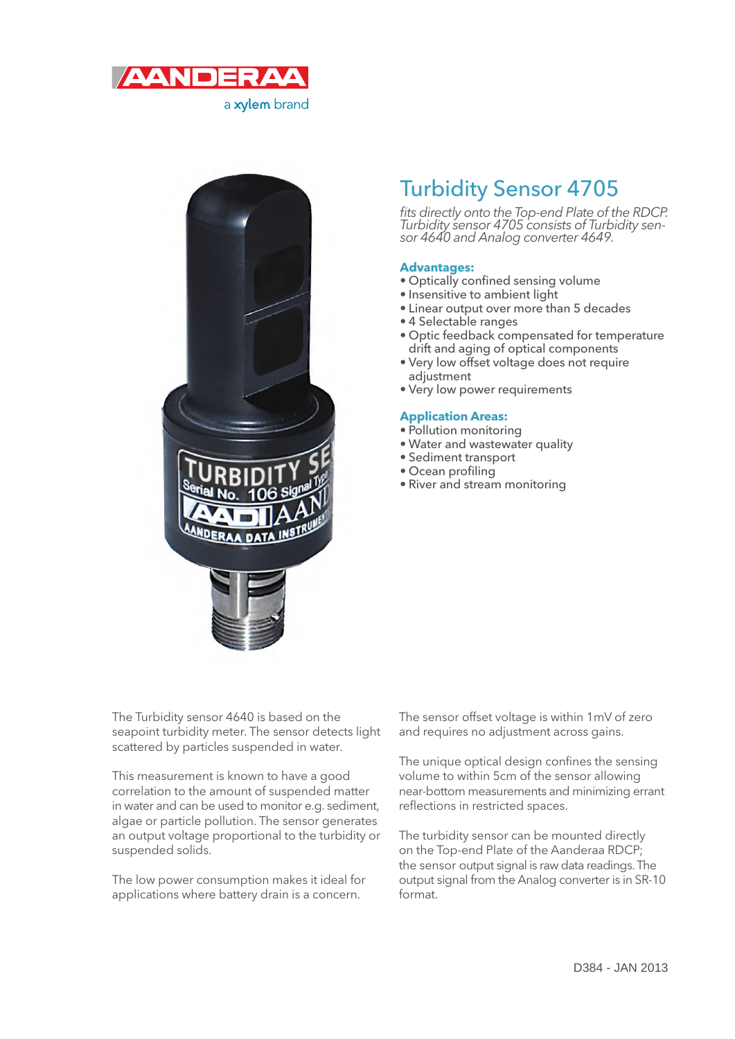AANDERAA

a xylem brand

# Turbidity Sensor 4705

*fits directly onto the Top-end Plate of the RDCP. Turbidity sensor 4705 consists of Turbidity sensor 4640 and Analog converter 4649.*

**Advantages:**

- Optically confined sensing volume
- Insensitive to ambient light
- Linear output over more than 5 decades
- 4 Selectable ranges
- Optic feedback compensated for temperature drift and aging of optical components
- Very low offset voltage does not require adjustment
- Very low power requirements

**Application Areas:**

- Pollution monitoring
- Water and wastewater quality
- Sediment transport
- Ocean profiling
- River and stream monitoring

The Turbidity sensor 4640 is based on the seapoint turbidity meter. The sensor detects light scattered by particles suspended in water.

This measurement is known to have a good correlation to the amount of suspended matter in water and can be used to monitor e.g. sediment, algae or particle pollution. The sensor generates an output voltage proportional to the turbidity or suspended solids.

The low power consumption makes it ideal for applications where battery drain is a concern.

The sensor offset voltage is within 1mV of zero and requires no adjustment across gains.

The unique optical design confines the sensing volume to within 5cm of the sensor allowing near-bottom measurements and minimizing errant reflections in restricted spaces.

The turbidity sensor can be mounted directly on the Top-end Plate of the Aanderaa RDCP; the sensor output signal is raw data readings. The output signal from the Analog converter is in SR-10 format.

D384 - JAN 2013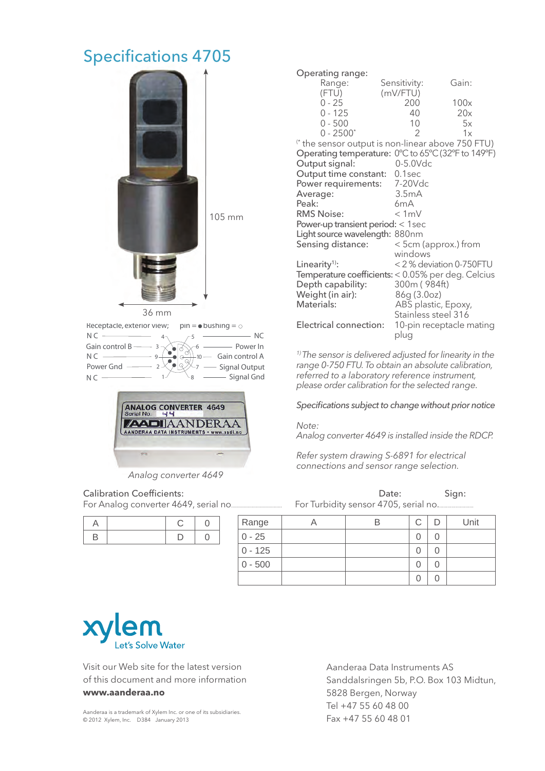# Specifications 4705

105 mm

36 mm

Receptacle, exterior view; pin = ● bushing = ○

| | | | |
|---|---|---|---|
| N C | 4 | 5 | NC |
| Gain control B | 3 | 6 | Power In |
| N C | 9 | 10 | Gain control A |
| Power Gnd | 2 | 7 | Signal Output |
| N C | 1 | 8 | Signal Gnd |

ANALOG CONVERTER 4649
Serial No. 44
AADI AANDERAA
AANDERAA DATA INSTRUMENTS • www.aadi.no

*Analog converter 4649*

Operating range:

| Range: (FTU) | Sensitivity: (mV/FTU) | Gain: |
|---|---|---|
| 0 - 25 | 200 | 100x |
| 0 - 125 | 40 | 20x |
| 0 - 500 | 10 | 5x |
| 0 - 2500* | 2 | 1x |

(* the sensor output is non-linear above 750 FTU)

| | |
|---|---|
| Operating temperature: | 0°C to 65°C (32°F to 149°F) |
| Output signal: | 0-5.0Vdc |
| Output time constant: | 0.1sec |
| Power requirements: | 7-20Vdc |
| Average: | 3.5mA |
| Peak: | 6mA |
| RMS Noise: | < 1mV |
| Power-up transient period: | < 1sec |
| Light source wavelength: | 880nm |
| Sensing distance: | < 5cm (approx.) from windows |
| Linearity[1]: | < 2 % deviation 0-750FTU |
| Temperature coefficients: | < 0.05% per deg. Celcius |
| Depth capability: | 300m ( 984ft) |
| Weight (in air): | 86g (3.0oz) |
| Materials: | ABS plastic, Epoxy, Stainless steel 316 |
| Electrical connection: | 10-pin receptacle mating plug |

*[1] The sensor is delivered adjusted for linearity in the range 0-750 FTU. To obtain an absolute calibration, referred to a laboratory reference instrument, please order calibration for the selected range.*

*Specifications subject to change without prior notice*

*Note:*
*Analog converter 4649 is installed inside the RDCP.*

*Refer system drawing S-6891 for electrical connections and sensor range selection.*

Calibration Coefficients: Date: Sign:

For Analog converter 4649, serial no.................................

| | | | |
|---|---|---|---|
| A | | C | 0 |
| B | | D | 0 |

For Turbidity sensor 4705, serial no.......................

| Range | A | B | C | D | Unit |
|---|---|---|---|---|---|
| 0 - 25 | | | 0 | 0 | |
| 0 - 125 | | | 0 | 0 | |
| 0 - 500 | | | 0 | 0 | |
| | | | 0 | 0 | |

xylem
Let's Solve Water

Visit our Web site for the latest version of this document and more information
**www.aanderaa.no**

Aanderaa is a trademark of Xylem Inc. or one of its subsidiaries.
© 2012 Xylem, Inc. D384 January 2013

Aanderaa Data Instruments AS
Sanddalsringen 5b, P.O. Box 103 Midtun,
5828 Bergen, Norway
Tel +47 55 60 48 00
Fax +47 55 60 48 01